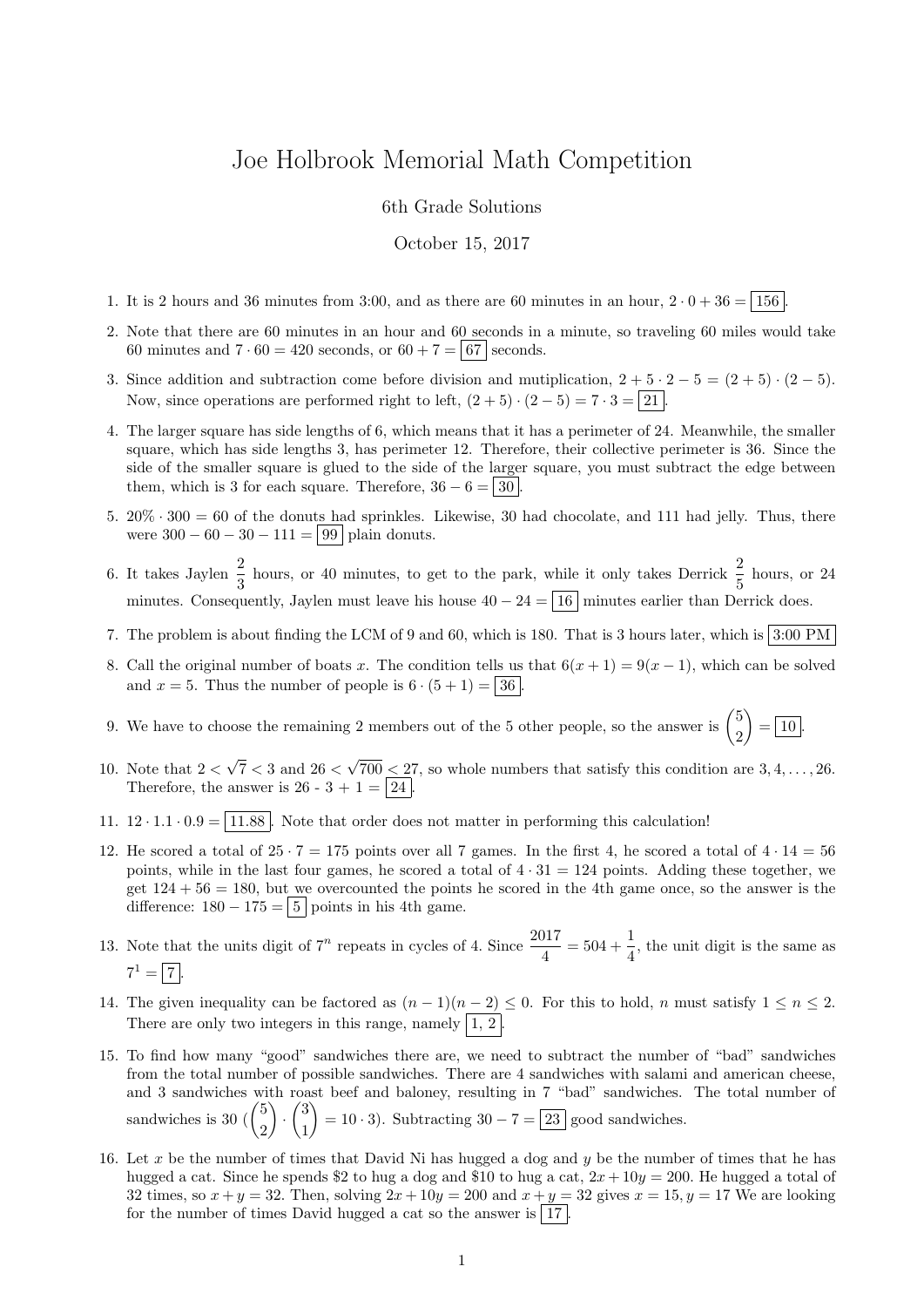# Joe Holbrook Memorial Math Competition

6th Grade Solutions

October 15, 2017

1. It is 2 hours and 36 minutes from 3:00, and as there are 60 minutes in an hour, $2 \cdot 0 + 36 = \boxed{156}$.

2. Note that there are 60 minutes in an hour and 60 seconds in a minute, so traveling 60 miles would take 60 minutes and $7 \cdot 60 = 420$ seconds, or $60 + 7 = \boxed{67}$ seconds.

3. Since addition and subtraction come before division and mutiplication, $2 + 5 \cdot 2 - 5 = (2 + 5) \cdot (2 - 5)$. Now, since operations are performed right to left, $(2 + 5) \cdot (2 - 5) = 7 \cdot 3 = \boxed{21}$.

4. The larger square has side lengths of 6, which means that it has a perimeter of 24. Meanwhile, the smaller square, which has side lengths 3, has perimeter 12. Therefore, their collective perimeter is 36. Since the side of the smaller square is glued to the side of the larger square, you must subtract the edge between them, which is 3 for each square. Therefore, $36 - 6 = \boxed{30}$.

5. $20\% \cdot 300 = 60$ of the donuts had sprinkles. Likewise, 30 had chocolate, and 111 had jelly. Thus, there were $300 - 60 - 30 - 111 = \boxed{99}$ plain donuts.

6. It takes Jaylen $\dfrac{2}{3}$ hours, or 40 minutes, to get to the park, while it only takes Derrick $\dfrac{2}{5}$ hours, or 24 minutes. Consequently, Jaylen must leave his house $40 - 24 = \boxed{16}$ minutes earlier than Derrick does.

7. The problem is about finding the LCM of 9 and 60, which is 180. That is 3 hours later, which is $\boxed{\text{3:00 PM}}$

8. Call the original number of boats $x$. The condition tells us that $6(x + 1) = 9(x - 1)$, which can be solved and $x = 5$. Thus the number of people is $6 \cdot (5 + 1) = \boxed{36}$.

9. We have to choose the remaining 2 members out of the 5 other people, so the answer is $\dbinom{5}{2} = \boxed{10}$.

10. Note that $2 < \sqrt{7} < 3$ and $26 < \sqrt{700} < 27$, so whole numbers that satisfy this condition are $3, 4, \ldots, 26$. Therefore, the answer is 26 - 3 + 1 = $\boxed{24}$.

11. $12 \cdot 1.1 \cdot 0.9 = \boxed{11.88}$. Note that order does not matter in performing this calculation!

12. He scored a total of $25 \cdot 7 = 175$ points over all 7 games. In the first 4, he scored a total of $4 \cdot 14 = 56$ points, while in the last four games, he scored a total of $4 \cdot 31 = 124$ points. Adding these together, we get $124 + 56 = 180$, but we overcounted the points he scored in the 4th game once, so the answer is the difference: $180 - 175 = \boxed{5}$ points in his 4th game.

13. Note that the units digit of $7^n$ repeats in cycles of 4. Since $\dfrac{2017}{4} = 504 + \dfrac{1}{4}$, the unit digit is the same as $7^1 = \boxed{7}$.

14. The given inequality can be factored as $(n - 1)(n - 2) \leq 0$. For this to hold, $n$ must satisfy $1 \leq n \leq 2$. There are only two integers in this range, namely $\boxed{1, 2}$.

15. To find how many "good" sandwiches there are, we need to subtract the number of "bad" sandwiches from the total number of possible sandwiches. There are 4 sandwiches with salami and american cheese, and 3 sandwiches with roast beef and baloney, resulting in 7 "bad" sandwiches. The total number of sandwiches is 30 ($\dbinom{5}{2} \cdot \dbinom{3}{1} = 10 \cdot 3$). Subtracting $30 - 7 = \boxed{23}$ good sandwiches.

16. Let $x$ be the number of times that David Ni has hugged a dog and $y$ be the number of times that he has hugged a cat. Since he spends \$2 to hug a dog and \$10 to hug a cat, $2x + 10y = 200$. He hugged a total of 32 times, so $x + y = 32$. Then, solving $2x + 10y = 200$ and $x + y = 32$ gives $x = 15, y = 17$ We are looking for the number of times David hugged a cat so the answer is $\boxed{17}$.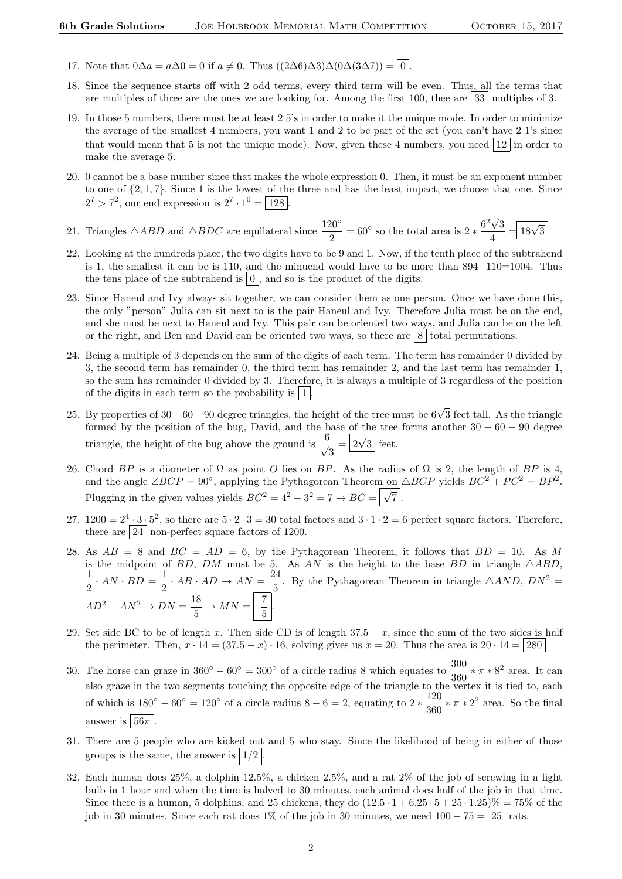17. Note that $0\Delta a = a\Delta 0 = 0$ if $a \neq 0$. Thus $((2\Delta 6)\Delta 3)\Delta(0\Delta(3\Delta 7)) = \boxed{0}$.

18. Since the sequence starts off with 2 odd terms, every third term will be even. Thus, all the terms that are multiples of three are the ones we are looking for. Among the first 100, thee are $\boxed{33}$ multiples of 3.

19. In those 5 numbers, there must be at least 2 5's in order to make it the unique mode. In order to minimize the average of the smallest 4 numbers, you want 1 and 2 to be part of the set (you can't have 2 1's since that would mean that 5 is not the unique mode). Now, given these 4 numbers, you need $\boxed{12}$ in order to make the average 5.

20. 0 cannot be a base number since that makes the whole expression 0. Then, it must be an exponent number to one of $\{2, 1, 7\}$. Since 1 is the lowest of the three and has the least impact, we choose that one. Since $2^7 > 7^2$, our end expression is $2^7 \cdot 1^0 = \boxed{128}$.

21. Triangles $\triangle ABD$ and $\triangle BDC$ are equilateral since $\frac{120^\circ}{2} = 60^\circ$ so the total area is $2 * \frac{6^2\sqrt{3}}{4} = \boxed{18\sqrt{3}}$

22. Looking at the hundreds place, the two digits have to be 9 and 1. Now, if the tenth place of the subtrahend is 1, the smallest it can be is 110, and the minuend would have to be more than 894+110=1004. Thus the tens place of the subtrahend is $\boxed{0}$, and so is the product of the digits.

23. Since Haneul and Ivy always sit together, we can consider them as one person. Once we have done this, the only "person" Julia can sit next to is the pair Haneul and Ivy. Therefore Julia must be on the end, and she must be next to Haneul and Ivy. This pair can be oriented two ways, and Julia can be on the left or the right, and Ben and David can be oriented two ways, so there are $\boxed{8}$ total permutations.

24. Being a multiple of 3 depends on the sum of the digits of each term. The term has remainder 0 divided by 3, the second term has remainder 0, the third term has remainder 2, and the last term has remainder 1, so the sum has remainder 0 divided by 3. Therefore, it is always a multiple of 3 regardless of the position of the digits in each term so the probability is $\boxed{1}$.

25. By properties of $30-60-90$ degree triangles, the height of the tree must be $6\sqrt{3}$ feet tall. As the triangle formed by the position of the bug, David, and the base of the tree forms another $30-60-90$ degree triangle, the height of the bug above the ground is $\frac{6}{\sqrt{3}} = \boxed{2\sqrt{3}}$ feet.

26. Chord $BP$ is a diameter of $\Omega$ as point $O$ lies on $BP$. As the radius of $\Omega$ is 2, the length of $BP$ is 4, and the angle $\angle BCP = 90^\circ$, applying the Pythagorean Theorem on $\triangle BCP$ yields $BC^2 + PC^2 = BP^2$. Plugging in the given values yields $BC^2 = 4^2 - 3^2 = 7 \rightarrow BC = \boxed{\sqrt{7}}$.

27. $1200 = 2^4 \cdot 3 \cdot 5^2$, so there are $5 \cdot 2 \cdot 3 = 30$ total factors and $3 \cdot 1 \cdot 2 = 6$ perfect square factors. Therefore, there are $\boxed{24}$ non-perfect square factors of 1200.

28. As $AB = 8$ and $BC = AD = 6$, by the Pythagorean Theorem, it follows that $BD = 10$. As $M$ is the midpoint of $BD$, $DM$ must be 5. As $AN$ is the height to the base $BD$ in triangle $\triangle ABD$, $\frac{1}{2} \cdot AN \cdot BD = \frac{1}{2} \cdot AB \cdot AD \rightarrow AN = \frac{24}{5}$. By the Pythagorean Theorem in triangle $\triangle AND$, $DN^2 = AD^2 - AN^2 \rightarrow DN = \frac{18}{5} \rightarrow MN = \boxed{\frac{7}{5}}$.

29. Set side BC to be of length $x$. Then side CD is of length $37.5 - x$, since the sum of the two sides is half the perimeter. Then, $x \cdot 14 = (37.5 - x) \cdot 16$, solving gives us $x = 20$. Thus the area is $20 \cdot 14 = \boxed{280}$

30. The horse can graze in $360^\circ - 60^\circ = 300^\circ$ of a circle radius 8 which equates to $\frac{300}{360} * \pi * 8^2$ area. It can also graze in the two segments touching the opposite edge of the triangle to the vertex it is tied to, each of which is $180^\circ - 60^\circ = 120^\circ$ of a circle radius $8 - 6 = 2$, equating to $2 * \frac{120}{360} * \pi * 2^2$ area. So the final answer is $\boxed{56\pi}$.

31. There are 5 people who are kicked out and 5 who stay. Since the likelihood of being in either of those groups is the same, the answer is $\boxed{1/2}$.

32. Each human does 25%, a dolphin 12.5%, a chicken 2.5%, and a rat 2% of the job of screwing in a light bulb in 1 hour and when the time is halved to 30 minutes, each animal does half of the job in that time. Since there is a human, 5 dolphins, and 25 chickens, they do $(12.5 \cdot 1 + 6.25 \cdot 5 + 25 \cdot 1.25)\% = 75\%$ of the job in 30 minutes. Since each rat does 1% of the job in 30 minutes, we need $100 - 75 = \boxed{25}$ rats.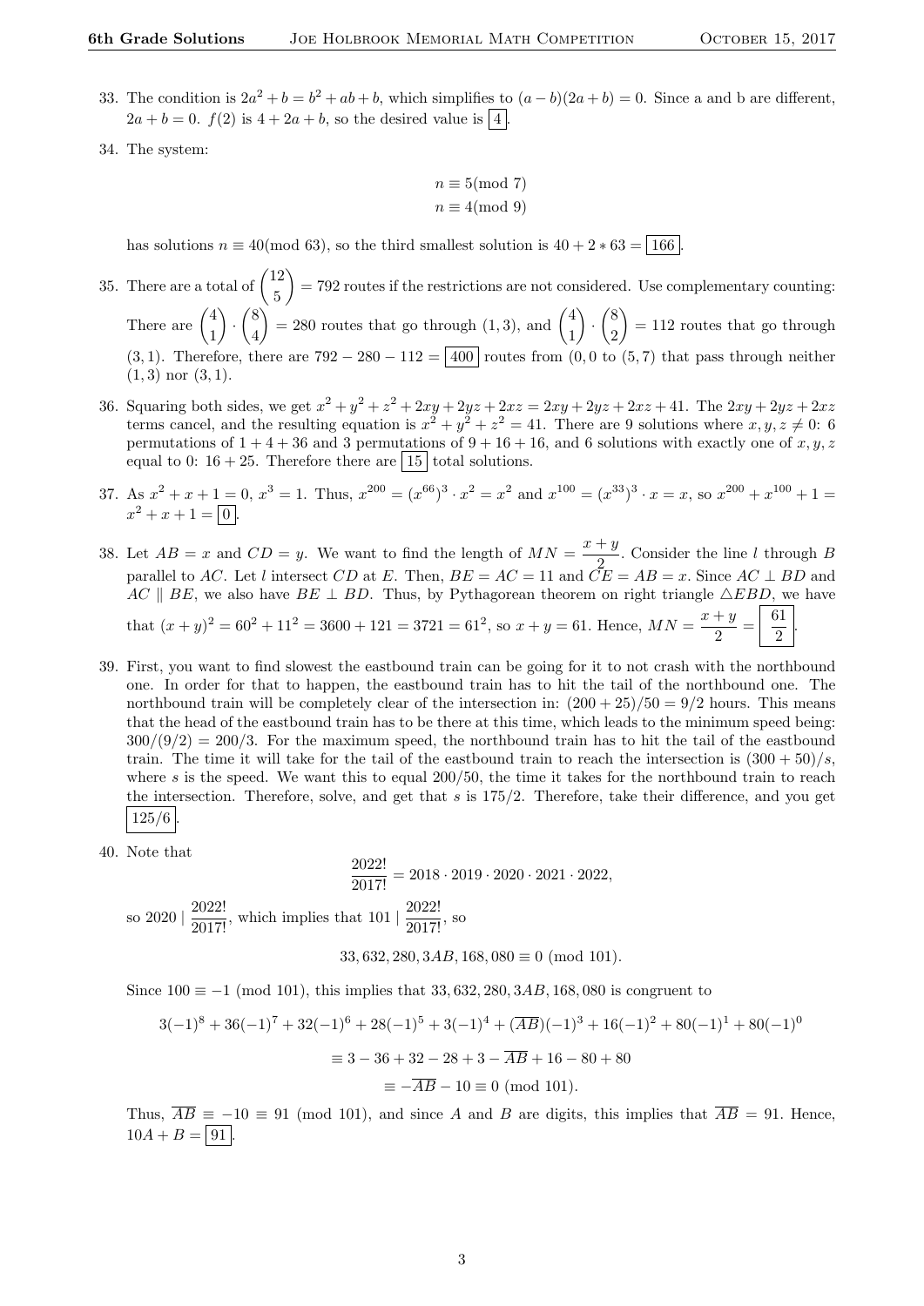33. The condition is $2a^2 + b = b^2 + ab + b$, which simplifies to $(a - b)(2a + b) = 0$. Since a and b are different, $2a + b = 0$. $f(2)$ is $4 + 2a + b$, so the desired value is $\boxed{4}$.

34. The system:

$$n \equiv 5 (\text{mod } 7)$$
$$n \equiv 4 (\text{mod } 9)$$

has solutions $n \equiv 40 (\text{mod } 63)$, so the third smallest solution is $40 + 2 * 63 = \boxed{166}$.

35. There are a total of $\binom{12}{5} = 792$ routes if the restrictions are not considered. Use complementary counting: There are $\binom{4}{1} \cdot \binom{8}{4} = 280$ routes that go through $(1, 3)$, and $\binom{4}{1} \cdot \binom{8}{2} = 112$ routes that go through $(3, 1)$. Therefore, there are $792 - 280 - 112 = \boxed{400}$ routes from $(0, 0$ to $(5, 7)$ that pass through neither $(1, 3)$ nor $(3, 1)$.

36. Squaring both sides, we get $x^2 + y^2 + z^2 + 2xy + 2yz + 2xz = 2xy + 2yz + 2xz + 41$. The $2xy + 2yz + 2xz$ terms cancel, and the resulting equation is $x^2 + y^2 + z^2 = 41$. There are 9 solutions where $x, y, z \neq 0$: 6 permutations of $1 + 4 + 36$ and 3 permutations of $9 + 16 + 16$, and 6 solutions with exactly one of $x, y, z$ equal to 0: $16 + 25$. Therefore there are $\boxed{15}$ total solutions.

37. As $x^2 + x + 1 = 0$, $x^3 = 1$. Thus, $x^{200} = (x^{66})^3 \cdot x^2 = x^2$ and $x^{100} = (x^{33})^3 \cdot x = x$, so $x^{200} + x^{100} + 1 = x^2 + x + 1 = \boxed{0}$.

38. Let $AB = x$ and $CD = y$. We want to find the length of $MN = \frac{x + y}{2}$. Consider the line $l$ through $B$ parallel to $AC$. Let $l$ intersect $CD$ at $E$. Then, $BE = AC = 11$ and $CE = AB = x$. Since $AC \perp BD$ and $AC \parallel BE$, we also have $BE \perp BD$. Thus, by Pythagorean theorem on right triangle $\triangle EBD$, we have that $(x + y)^2 = 60^2 + 11^2 = 3600 + 121 = 3721 = 61^2$, so $x + y = 61$. Hence, $MN = \frac{x + y}{2} = \boxed{\frac{61}{2}}$.

39. First, you want to find slowest the eastbound train can be going for it to not crash with the northbound one. In order for that to happen, the eastbound train has to hit the tail of the northbound one. The northbound train will be completely clear of the intersection in: $(200 + 25)/50 = 9/2$ hours. This means that the head of the eastbound train has to be there at this time, which leads to the minimum speed being: $300/(9/2) = 200/3$. For the maximum speed, the northbound train has to hit the tail of the eastbound train. The time it will take for the tail of the eastbound train to reach the intersection is $(300 + 50)/s$, where $s$ is the speed. We want this to equal $200/50$, the time it takes for the northbound train to reach the intersection. Therefore, solve, and get that $s$ is $175/2$. Therefore, take their difference, and you get $\boxed{125/6}$.

40. Note that

$$\frac{2022!}{2017!} = 2018 \cdot 2019 \cdot 2020 \cdot 2021 \cdot 2022,$$

so $2020 \mid \frac{2022!}{2017!}$, which implies that $101 \mid \frac{2022!}{2017!}$, so

$$33, 632, 280, 3AB, 168, 080 \equiv 0 \text{ (mod 101)}.$$

Since $100 \equiv -1$ (mod 101), this implies that $33, 632, 280, 3AB, 168, 080$ is congruent to

$$3(-1)^8 + 36(-1)^7 + 32(-1)^6 + 28(-1)^5 + 3(-1)^4 + (\overline{AB})(-1)^3 + 16(-1)^2 + 80(-1)^1 + 80(-1)^0$$

$$\equiv 3 - 36 + 32 - 28 + 3 - \overline{AB} + 16 - 80 + 80$$

$$\equiv -\overline{AB} - 10 \equiv 0 \text{ (mod 101)}.$$

Thus, $\overline{AB} \equiv -10 \equiv 91$ (mod 101), and since $A$ and $B$ are digits, this implies that $\overline{AB} = 91$. Hence, $10A + B = \boxed{91}$.